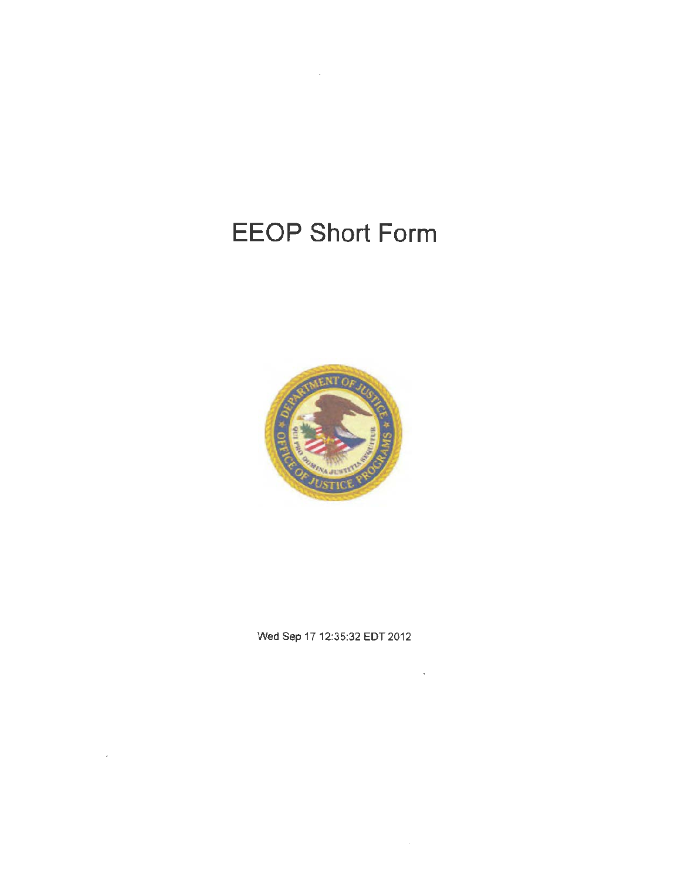# EEOP Short Form

Wed Sep 17 12:35:32 EDT 2012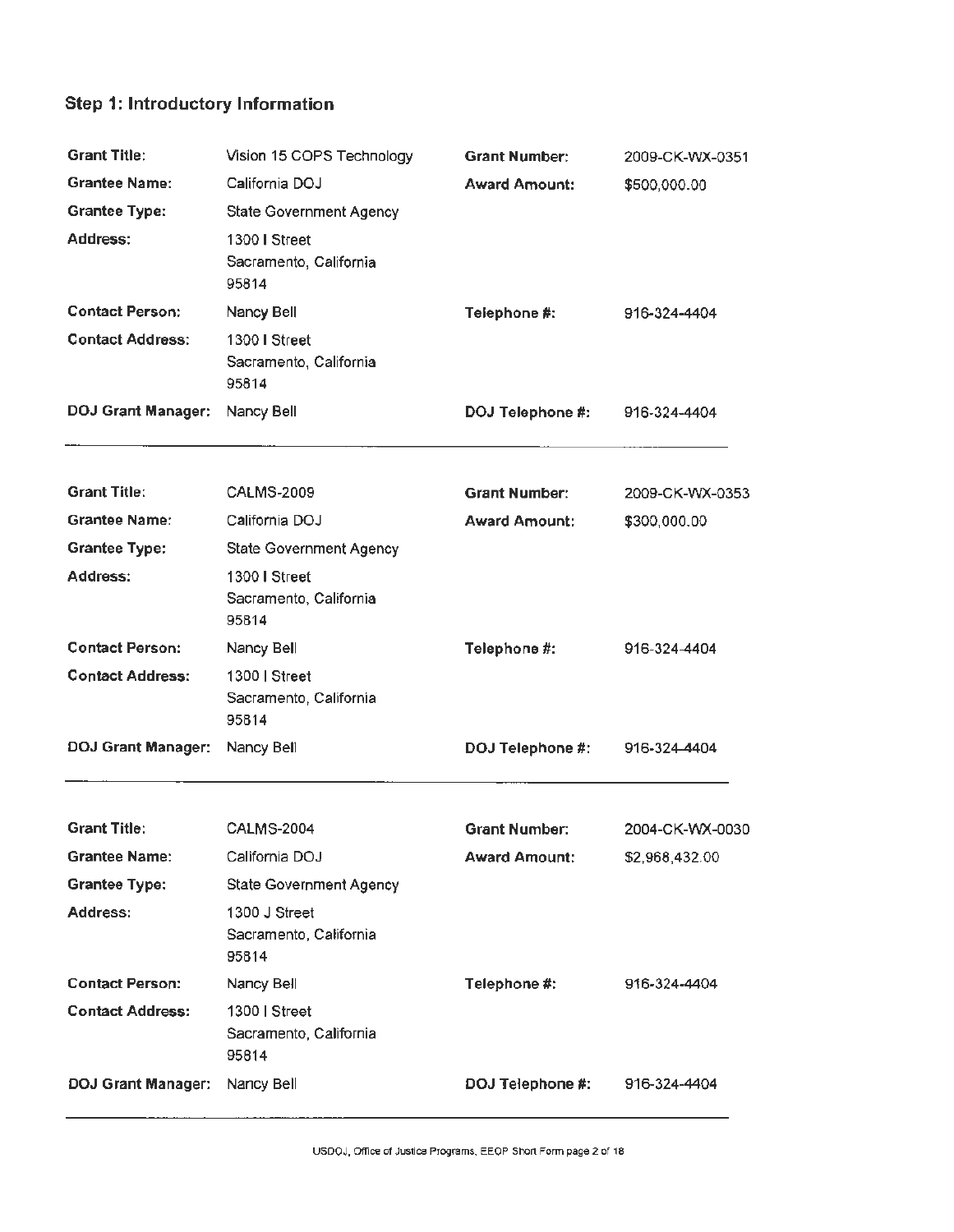## Step 1: Introductory Information

| | | | |
|---|---|---|---|
| **Grant Title:** | Vision 15 COPS Technology | **Grant Number:** | 2009-CK-WX-0351 |
| **Grantee Name:** | California DOJ | **Award Amount:** | $500,000.00 |
| **Grantee Type:** | State Government Agency | | |
| **Address:** | 1300 I Street<br>Sacramento, California<br>95814 | | |
| **Contact Person:** | Nancy Bell | **Telephone #:** | 916-324-4404 |
| **Contact Address:** | 1300 I Street<br>Sacramento, California<br>95814 | | |
| **DOJ Grant Manager:** | Nancy Bell | **DOJ Telephone #:** | 916-324-4404 |

---

| | | | |
|---|---|---|---|
| **Grant Title:** | CALMS-2009 | **Grant Number:** | 2009-CK-WX-0353 |
| **Grantee Name:** | California DOJ | **Award Amount:** | $300,000.00 |
| **Grantee Type:** | State Government Agency | | |
| **Address:** | 1300 I Street<br>Sacramento, California<br>95814 | | |
| **Contact Person:** | Nancy Bell | **Telephone #:** | 916-324-4404 |
| **Contact Address:** | 1300 I Street<br>Sacramento, California<br>95814 | | |
| **DOJ Grant Manager:** | Nancy Bell | **DOJ Telephone #:** | 916-324-4404 |

---

| | | | |
|---|---|---|---|
| **Grant Title:** | CALMS-2004 | **Grant Number:** | 2004-CK-WX-0030 |
| **Grantee Name:** | California DOJ | **Award Amount:** | $2,968,432.00 |
| **Grantee Type:** | State Government Agency | | |
| **Address:** | 1300 J Street<br>Sacramento, California<br>95814 | | |
| **Contact Person:** | Nancy Bell | **Telephone #:** | 916-324-4404 |
| **Contact Address:** | 1300 I Street<br>Sacramento, California<br>95814 | | |
| **DOJ Grant Manager:** | Nancy Bell | **DOJ Telephone #:** | 916-324-4404 |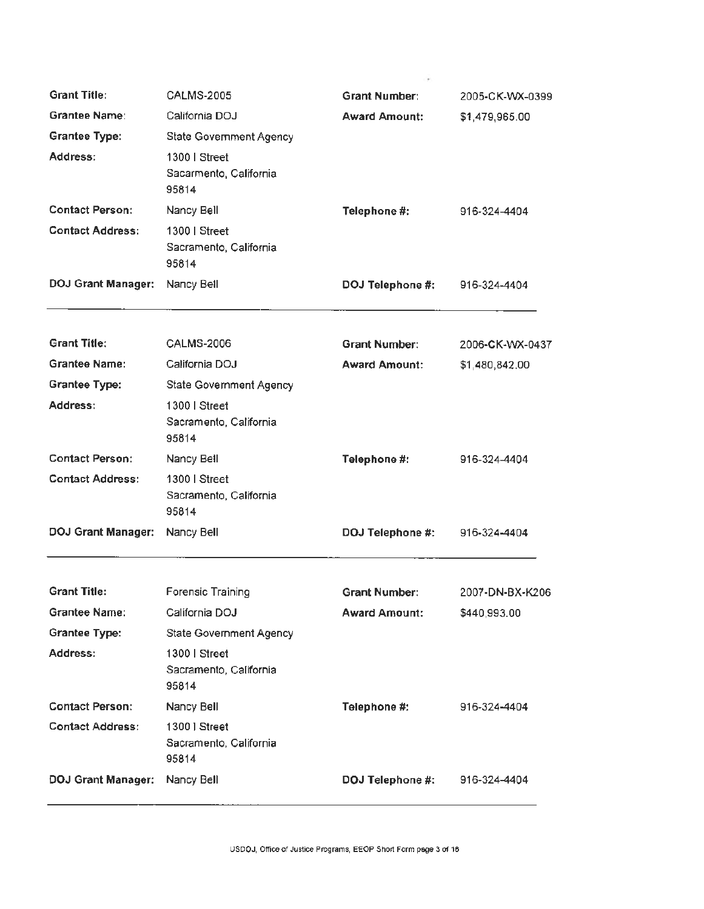| | | | |
|---|---|---|---|
| **Grant Title:** | CALMS-2005 | **Grant Number:** | 2005-CK-WX-0399 |
| **Grantee Name:** | California DOJ | **Award Amount:** | $1,479,965.00 |
| **Grantee Type:** | State Government Agency | | |
| **Address:** | 1300 I Street<br>Sacramento, California<br>95814 | | |
| **Contact Person:** | Nancy Bell | **Telephone #:** | 916-324-4404 |
| **Contact Address:** | 1300 I Street<br>Sacramento, California<br>95814 | | |
| **DOJ Grant Manager:** | Nancy Bell | **DOJ Telephone #:** | 916-324-4404 |

---

| | | | |
|---|---|---|---|
| **Grant Title:** | CALMS-2006 | **Grant Number:** | 2006-CK-WX-0437 |
| **Grantee Name:** | California DOJ | **Award Amount:** | $1,480,842.00 |
| **Grantee Type:** | State Government Agency | | |
| **Address:** | 1300 I Street<br>Sacramento, California<br>95814 | | |
| **Contact Person:** | Nancy Bell | **Telephone #:** | 916-324-4404 |
| **Contact Address:** | 1300 I Street<br>Sacramento, California<br>95814 | | |
| **DOJ Grant Manager:** | Nancy Bell | **DOJ Telephone #:** | 916-324-4404 |

---

| | | | |
|---|---|---|---|
| **Grant Title:** | Forensic Training | **Grant Number:** | 2007-DN-BX-K206 |
| **Grantee Name:** | California DOJ | **Award Amount:** | $440,993.00 |
| **Grantee Type:** | State Government Agency | | |
| **Address:** | 1300 I Street<br>Sacramento, California<br>95814 | | |
| **Contact Person:** | Nancy Bell | **Telephone #:** | 916-324-4404 |
| **Contact Address:** | 1300 I Street<br>Sacramento, California<br>95814 | | |
| **DOJ Grant Manager:** | Nancy Bell | **DOJ Telephone #:** | 916-324-4404 |

---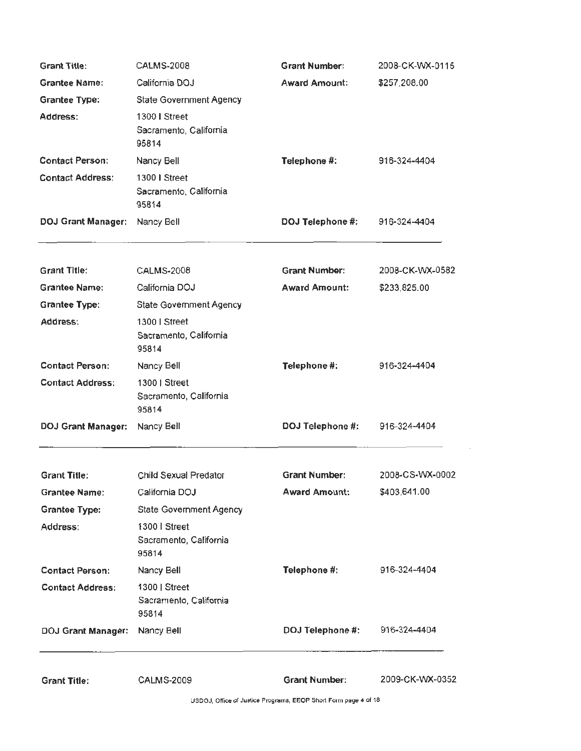| | | | |
|---|---|---|---|
| **Grant Title:** | CALMS-2008 | **Grant Number:** | 2008-CK-WX-0115 |
| **Grantee Name:** | California DOJ | **Award Amount:** | $257,208.00 |
| **Grantee Type:** | State Government Agency | | |
| **Address:** | 1300 I Street<br>Sacramento, California<br>95814 | | |
| **Contact Person:** | Nancy Bell | **Telephone #:** | 916-324-4404 |
| **Contact Address:** | 1300 I Street<br>Sacramento, California<br>95814 | | |
| **DOJ Grant Manager:** | Nancy Bell | **DOJ Telephone #:** | 916-324-4404 |

---

| | | | |
|---|---|---|---|
| **Grant Title:** | CALMS-2008 | **Grant Number:** | 2008-CK-WX-0582 |
| **Grantee Name:** | California DOJ | **Award Amount:** | $233,825.00 |
| **Grantee Type:** | State Government Agency | | |
| **Address:** | 1300 I Street<br>Sacramento, California<br>95814 | | |
| **Contact Person:** | Nancy Bell | **Telephone #:** | 916-324-4404 |
| **Contact Address:** | 1300 I Street<br>Sacramento, California<br>95814 | | |
| **DOJ Grant Manager:** | Nancy Bell | **DOJ Telephone #:** | 916-324-4404 |

---

| | | | |
|---|---|---|---|
| **Grant Title:** | Child Sexual Predator | **Grant Number:** | 2008-CS-WX-0002 |
| **Grantee Name:** | California DOJ | **Award Amount:** | $403,641.00 |
| **Grantee Type:** | State Government Agency | | |
| **Address:** | 1300 I Street<br>Sacramento, California<br>95814 | | |
| **Contact Person:** | Nancy Bell | **Telephone #:** | 916-324-4404 |
| **Contact Address:** | 1300 I Street<br>Sacramento, California<br>95814 | | |
| **DOJ Grant Manager:** | Nancy Bell | **DOJ Telephone #:** | 916-324-4404 |

---

| | | | |
|---|---|---|---|
| **Grant Title:** | CALMS-2009 | **Grant Number:** | 2009-CK-WX-0352 |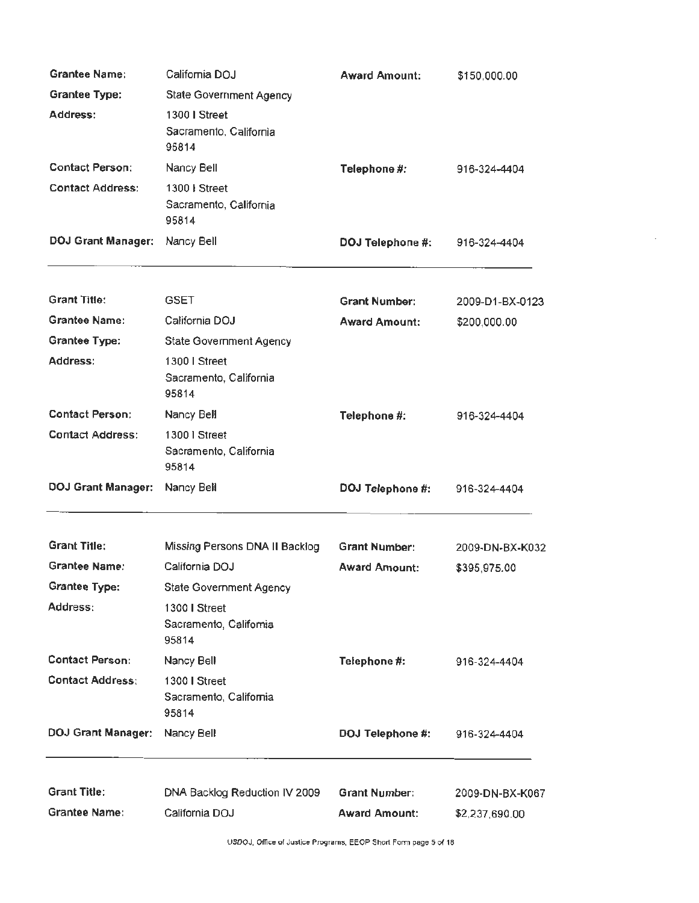| | | | |
|---|---|---|---|
| **Grantee Name:** | California DOJ | **Award Amount:** | $150,000.00 |
| **Grantee Type:** | State Government Agency | | |
| **Address:** | 1300 I Street<br>Sacramento, California<br>95814 | | |
| **Contact Person:** | Nancy Bell | **Telephone #:** | 916-324-4404 |
| **Contact Address:** | 1300 I Street<br>Sacramento, California<br>95814 | | |
| **DOJ Grant Manager:** | Nancy Bell | **DOJ Telephone #:** | 916-324-4404 |

---

| | | | |
|---|---|---|---|
| **Grant Title:** | GSET | **Grant Number:** | 2009-D1-BX-0123 |
| **Grantee Name:** | California DOJ | **Award Amount:** | $200,000.00 |
| **Grantee Type:** | State Government Agency | | |
| **Address:** | 1300 I Street<br>Sacramento, California<br>95814 | | |
| **Contact Person:** | Nancy Bell | **Telephone #:** | 916-324-4404 |
| **Contact Address:** | 1300 I Street<br>Sacramento, California<br>95814 | | |
| **DOJ Grant Manager:** | Nancy Bell | **DOJ Telephone #:** | 916-324-4404 |

---

| | | | |
|---|---|---|---|
| **Grant Title:** | Missing Persons DNA II Backlog | **Grant Number:** | 2009-DN-BX-K032 |
| **Grantee Name:** | California DOJ | **Award Amount:** | $395,975.00 |
| **Grantee Type:** | State Government Agency | | |
| **Address:** | 1300 I Street<br>Sacramento, California<br>95814 | | |
| **Contact Person:** | Nancy Bell | **Telephone #:** | 916-324-4404 |
| **Contact Address:** | 1300 I Street<br>Sacramento, California<br>95814 | | |
| **DOJ Grant Manager:** | Nancy Bell | **DOJ Telephone #:** | 916-324-4404 |

---

| | | | |
|---|---|---|---|
| **Grant Title:** | DNA Backlog Reduction IV 2009 | **Grant Number:** | 2009-DN-BX-K067 |
| **Grantee Name:** | California DOJ | **Award Amount:** | $2,237,690.00 |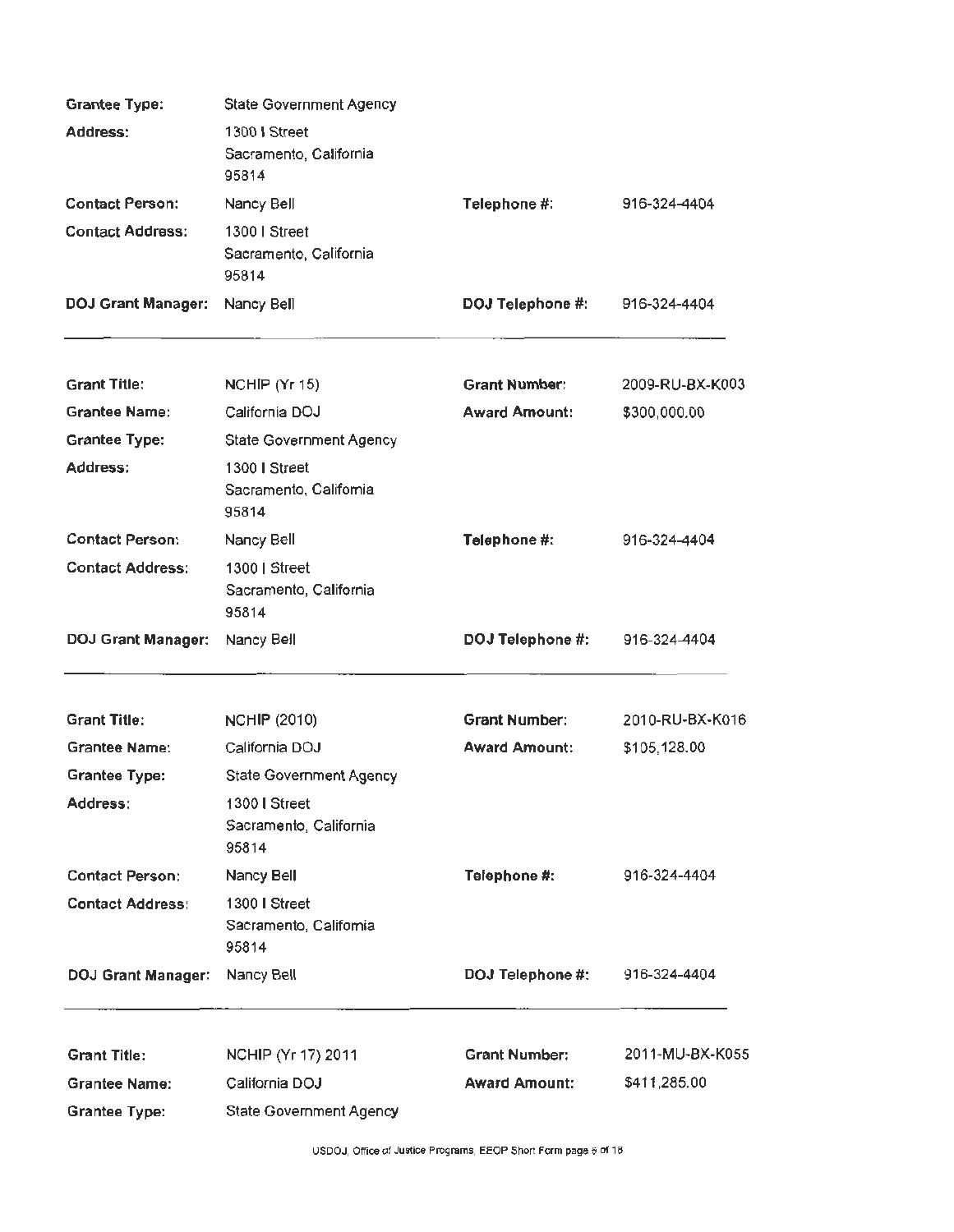| | | | |
|---|---|---|---|
| **Grantee Type:** | State Government Agency | | |
| **Address:** | 1300 I Street<br>Sacramento, California<br>95814 | | |
| **Contact Person:** | Nancy Bell | **Telephone #:** | 916-324-4404 |
| **Contact Address:** | 1300 I Street<br>Sacramento, California<br>95814 | | |
| **DOJ Grant Manager:** | Nancy Bell | **DOJ Telephone #:** | 916-324-4404 |

---

| | | | |
|---|---|---|---|
| **Grant Title:** | NCHIP (Yr 15) | **Grant Number:** | 2009-RU-BX-K003 |
| **Grantee Name:** | California DOJ | **Award Amount:** | $300,000.00 |
| **Grantee Type:** | State Government Agency | | |
| **Address:** | 1300 I Street<br>Sacramento, California<br>95814 | | |
| **Contact Person:** | Nancy Bell | **Telephone #:** | 916-324-4404 |
| **Contact Address:** | 1300 I Street<br>Sacramento, California<br>95814 | | |
| **DOJ Grant Manager:** | Nancy Bell | **DOJ Telephone #:** | 916-324-4404 |

---

| | | | |
|---|---|---|---|
| **Grant Title:** | NCHIP (2010) | **Grant Number:** | 2010-RU-BX-K016 |
| **Grantee Name:** | California DOJ | **Award Amount:** | $105,128.00 |
| **Grantee Type:** | State Government Agency | | |
| **Address:** | 1300 I Street<br>Sacramento, California<br>95814 | | |
| **Contact Person:** | Nancy Bell | **Telephone #:** | 916-324-4404 |
| **Contact Address:** | 1300 I Street<br>Sacramento, California<br>95814 | | |
| **DOJ Grant Manager:** | Nancy Bell | **DOJ Telephone #:** | 916-324-4404 |

---

| | | | |
|---|---|---|---|
| **Grant Title:** | NCHIP (Yr 17) 2011 | **Grant Number:** | 2011-MU-BX-K055 |
| **Grantee Name:** | California DOJ | **Award Amount:** | $411,285.00 |
| **Grantee Type:** | State Government Agency | | |

USDOJ, Office of Justice Programs, EEOP Short Form page 6 of 18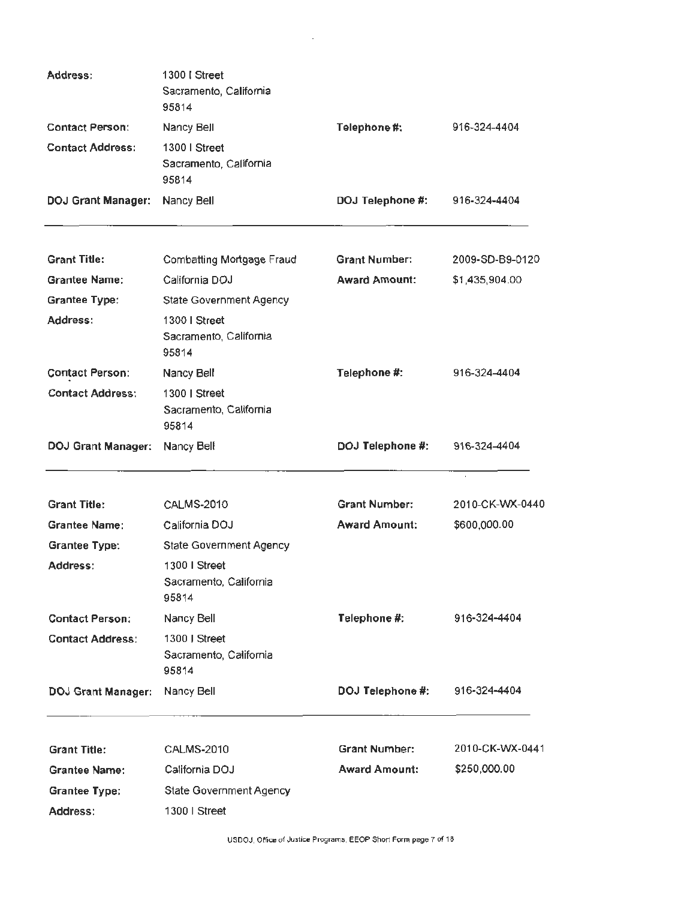| | | | |
|---|---|---|---|
| Address: | 1300 I Street<br>Sacramento, California<br>95814 | | |
| Contact Person: | Nancy Bell | **Telephone #:** | 916-324-4404 |
| Contact Address: | 1300 I Street<br>Sacramento, California<br>95814 | | |
| **DOJ Grant Manager:** | Nancy Bell | **DOJ Telephone #:** | 916-324-4404 |

---

| | | | |
|---|---|---|---|
| **Grant Title:** | Combatting Mortgage Fraud | **Grant Number:** | 2009-SD-B9-0120 |
| **Grantee Name:** | California DOJ | **Award Amount:** | $1,435,904.00 |
| **Grantee Type:** | State Government Agency | | |
| **Address:** | 1300 I Street<br>Sacramento, California<br>95814 | | |
| **Contact Person:** | Nancy Bell | **Telephone #:** | 916-324-4404 |
| **Contact Address:** | 1300 I Street<br>Sacramento, California<br>95814 | | |
| **DOJ Grant Manager:** | Nancy Bell | **DOJ Telephone #:** | 916-324-4404 |

---

| | | | |
|---|---|---|---|
| **Grant Title:** | CALMS-2010 | **Grant Number:** | 2010-CK-WX-0440 |
| **Grantee Name:** | California DOJ | **Award Amount:** | $600,000.00 |
| **Grantee Type:** | State Government Agency | | |
| **Address:** | 1300 I Street<br>Sacramento, California<br>95814 | | |
| **Contact Person:** | Nancy Bell | **Telephone #:** | 916-324-4404 |
| **Contact Address:** | 1300 I Street<br>Sacramento, California<br>95814 | | |
| **DOJ Grant Manager:** | Nancy Bell | **DOJ Telephone #:** | 916-324-4404 |

---

| | | | |
|---|---|---|---|
| **Grant Title:** | CALMS-2010 | **Grant Number:** | 2010-CK-WX-0441 |
| **Grantee Name:** | California DOJ | **Award Amount:** | $250,000.00 |
| **Grantee Type:** | State Government Agency | | |
| **Address:** | 1300 I Street | | |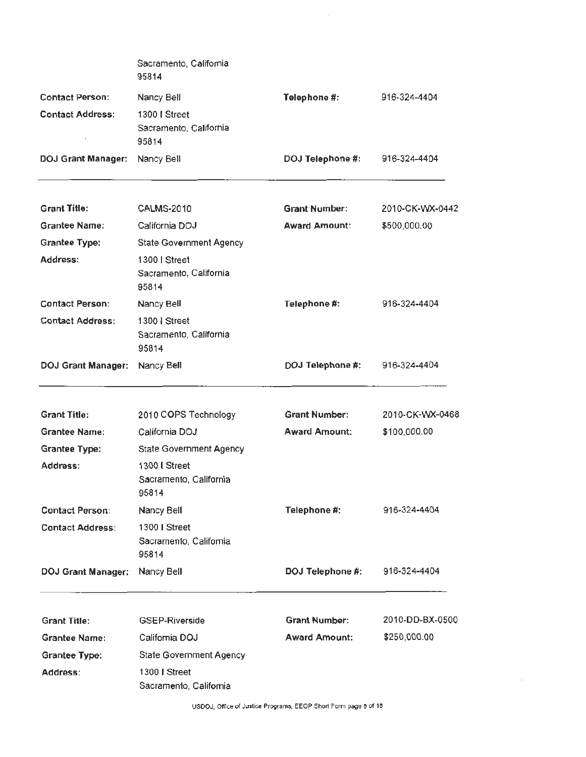| | | | |
|---|---|---|---|
| | Sacramento, California 95814 | | |
| **Contact Person:** | Nancy Bell | **Telephone #:** | 916-324-4404 |
| **Contact Address:** | 1300 I Street Sacramento, California 95814 | | |
| **DOJ Grant Manager:** | Nancy Bell | **DOJ Telephone #:** | 916-324-4404 |

---

| | | | |
|---|---|---|---|
| **Grant Title:** | CALMS-2010 | **Grant Number:** | 2010-CK-WX-0442 |
| **Grantee Name:** | California DOJ | **Award Amount:** | $500,000.00 |
| **Grantee Type:** | State Government Agency | | |
| **Address:** | 1300 I Street Sacramento, California 95814 | | |
| **Contact Person:** | Nancy Bell | **Telephone #:** | 916-324-4404 |
| **Contact Address:** | 1300 I Street Sacramento, California 95814 | | |
| **DOJ Grant Manager:** | Nancy Bell | **DOJ Telephone #:** | 916-324-4404 |

---

| | | | |
|---|---|---|---|
| **Grant Title:** | 2010 COPS Technology | **Grant Number:** | 2010-CK-WX-0468 |
| **Grantee Name:** | California DOJ | **Award Amount:** | $100,000.00 |
| **Grantee Type:** | State Government Agency | | |
| **Address:** | 1300 I Street Sacramento, California 95814 | | |
| **Contact Person:** | Nancy Bell | **Telephone #:** | 916-324-4404 |
| **Contact Address:** | 1300 I Street Sacramento, California 95814 | | |
| **DOJ Grant Manager:** | Nancy Bell | **DOJ Telephone #:** | 916-324-4404 |

---

| | | | |
|---|---|---|---|
| **Grant Title:** | GSEP-Riverside | **Grant Number:** | 2010-DD-BX-0500 |
| **Grantee Name:** | California DOJ | **Award Amount:** | $250,000.00 |
| **Grantee Type:** | State Government Agency | | |
| **Address:** | 1300 I Street Sacramento, California | | |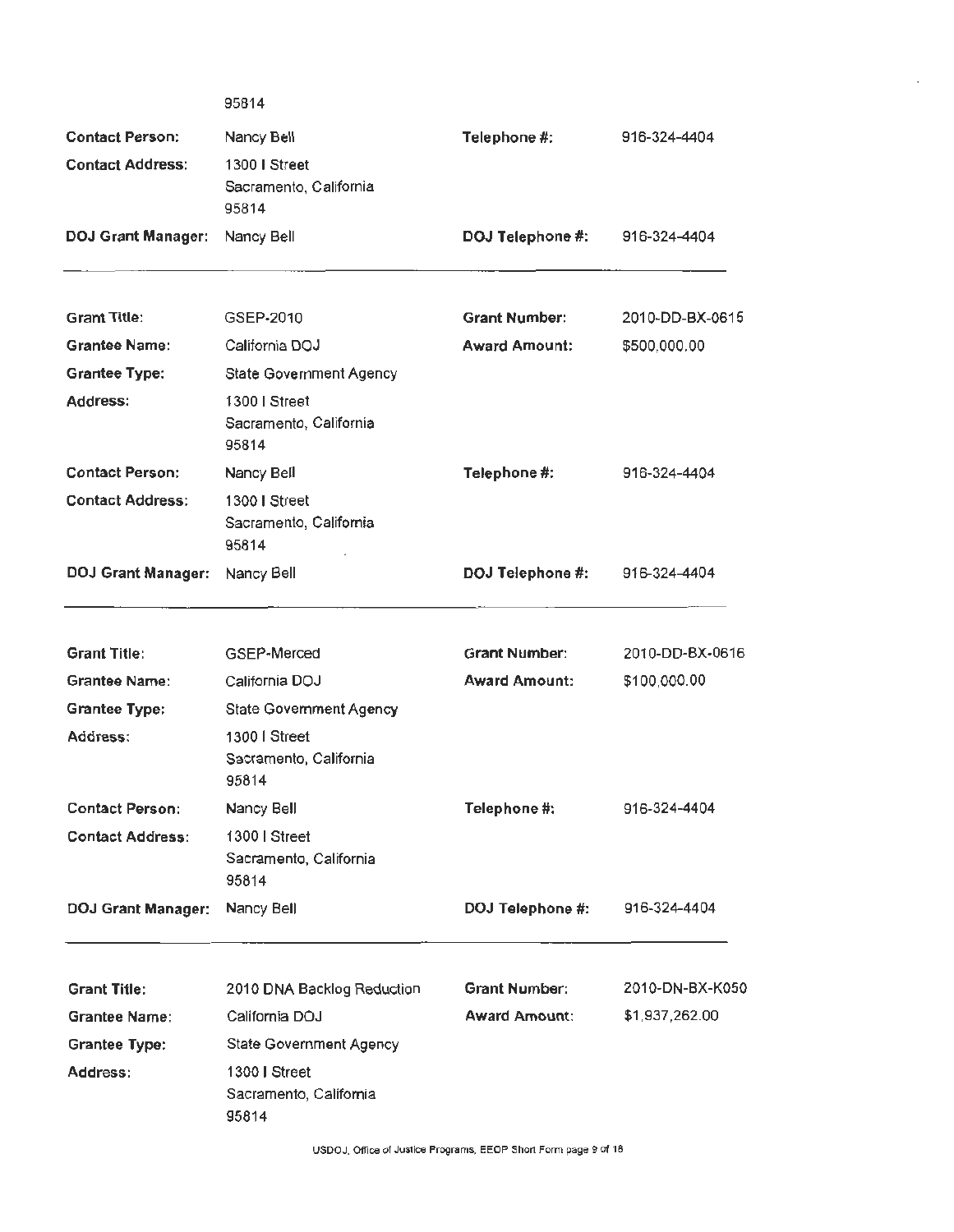95814

| | | | |
|---|---|---|---|
| **Contact Person:** | Nancy Bell | **Telephone #:** | 916-324-4404 |
| **Contact Address:** | 1300 I Street<br>Sacramento, California<br>95814 | | |
| **DOJ Grant Manager:** | Nancy Bell | **DOJ Telephone #:** | 916-324-4404 |

---

| | | | |
|---|---|---|---|
| **Grant Title:** | GSEP-2010 | **Grant Number:** | 2010-DD-BX-0615 |
| **Grantee Name:** | California DOJ | **Award Amount:** | $500,000.00 |
| **Grantee Type:** | State Government Agency | | |
| **Address:** | 1300 I Street<br>Sacramento, California<br>95814 | | |
| **Contact Person:** | Nancy Bell | **Telephone #:** | 916-324-4404 |
| **Contact Address:** | 1300 I Street<br>Sacramento, California<br>95814 | | |
| **DOJ Grant Manager:** | Nancy Bell | **DOJ Telephone #:** | 916-324-4404 |

---

| | | | |
|---|---|---|---|
| **Grant Title:** | GSEP-Merced | **Grant Number:** | 2010-DD-BX-0616 |
| **Grantee Name:** | California DOJ | **Award Amount:** | $100,000.00 |
| **Grantee Type:** | State Government Agency | | |
| **Address:** | 1300 I Street<br>Sacramento, California<br>95814 | | |
| **Contact Person:** | Nancy Bell | **Telephone #:** | 916-324-4404 |
| **Contact Address:** | 1300 I Street<br>Sacramento, California<br>95814 | | |
| **DOJ Grant Manager:** | Nancy Bell | **DOJ Telephone #:** | 916-324-4404 |

---

| | | | |
|---|---|---|---|
| **Grant Title:** | 2010 DNA Backlog Reduction | **Grant Number:** | 2010-DN-BX-K050 |
| **Grantee Name:** | California DOJ | **Award Amount:** | $1,937,262.00 |
| **Grantee Type:** | State Government Agency | | |
| **Address:** | 1300 I Street<br>Sacramento, California<br>95814 | | |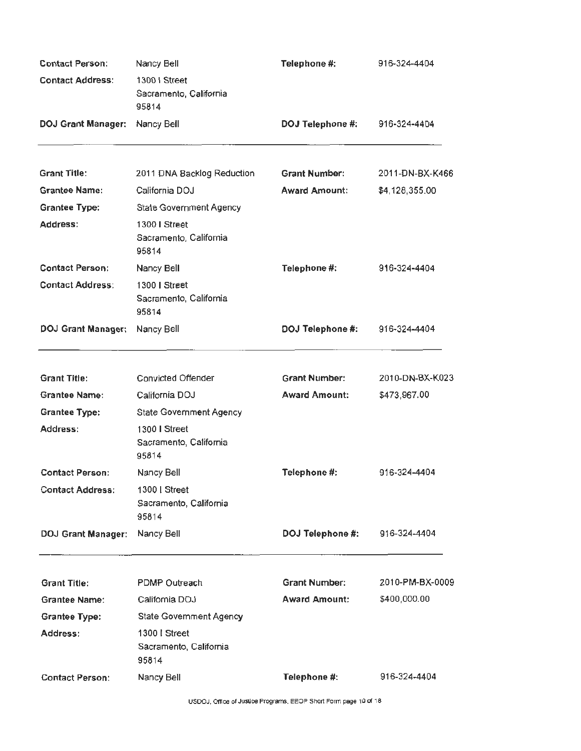| | | | |
|---|---|---|---|
| **Contact Person:** | Nancy Bell | **Telephone #:** | 916-324-4404 |
| **Contact Address:** | 1300 I Street<br>Sacramento, California<br>95814 | | |
| **DOJ Grant Manager:** | Nancy Bell | **DOJ Telephone #:** | 916-324-4404 |

---

| | | | |
|---|---|---|---|
| **Grant Title:** | 2011 DNA Backlog Reduction | **Grant Number:** | 2011-DN-BX-K466 |
| **Grantee Name:** | California DOJ | **Award Amount:** | $4,128,355.00 |
| **Grantee Type:** | State Government Agency | | |
| **Address:** | 1300 I Street<br>Sacramento, California<br>95814 | | |
| **Contact Person:** | Nancy Bell | **Telephone #:** | 916-324-4404 |
| **Contact Address:** | 1300 I Street<br>Sacramento, California<br>95814 | | |
| **DOJ Grant Manager:** | Nancy Bell | **DOJ Telephone #:** | 916-324-4404 |

---

| | | | |
|---|---|---|---|
| **Grant Title:** | Convicted Offender | **Grant Number:** | 2010-DN-BX-K023 |
| **Grantee Name:** | California DOJ | **Award Amount:** | $473,967.00 |
| **Grantee Type:** | State Government Agency | | |
| **Address:** | 1300 I Street<br>Sacramento, California<br>95814 | | |
| **Contact Person:** | Nancy Bell | **Telephone #:** | 916-324-4404 |
| **Contact Address:** | 1300 I Street<br>Sacramento, California<br>95814 | | |
| **DOJ Grant Manager:** | Nancy Bell | **DOJ Telephone #:** | 916-324-4404 |

---

| | | | |
|---|---|---|---|
| **Grant Title:** | PDMP Outreach | **Grant Number:** | 2010-PM-BX-0009 |
| **Grantee Name:** | California DOJ | **Award Amount:** | $400,000.00 |
| **Grantee Type:** | State Government Agency | | |
| **Address:** | 1300 I Street<br>Sacramento, California<br>95814 | | |
| **Contact Person:** | Nancy Bell | **Telephone #:** | 916-324-4404 |

USDOJ, Office of Justice Programs, EEOP Short Form page 10 of 18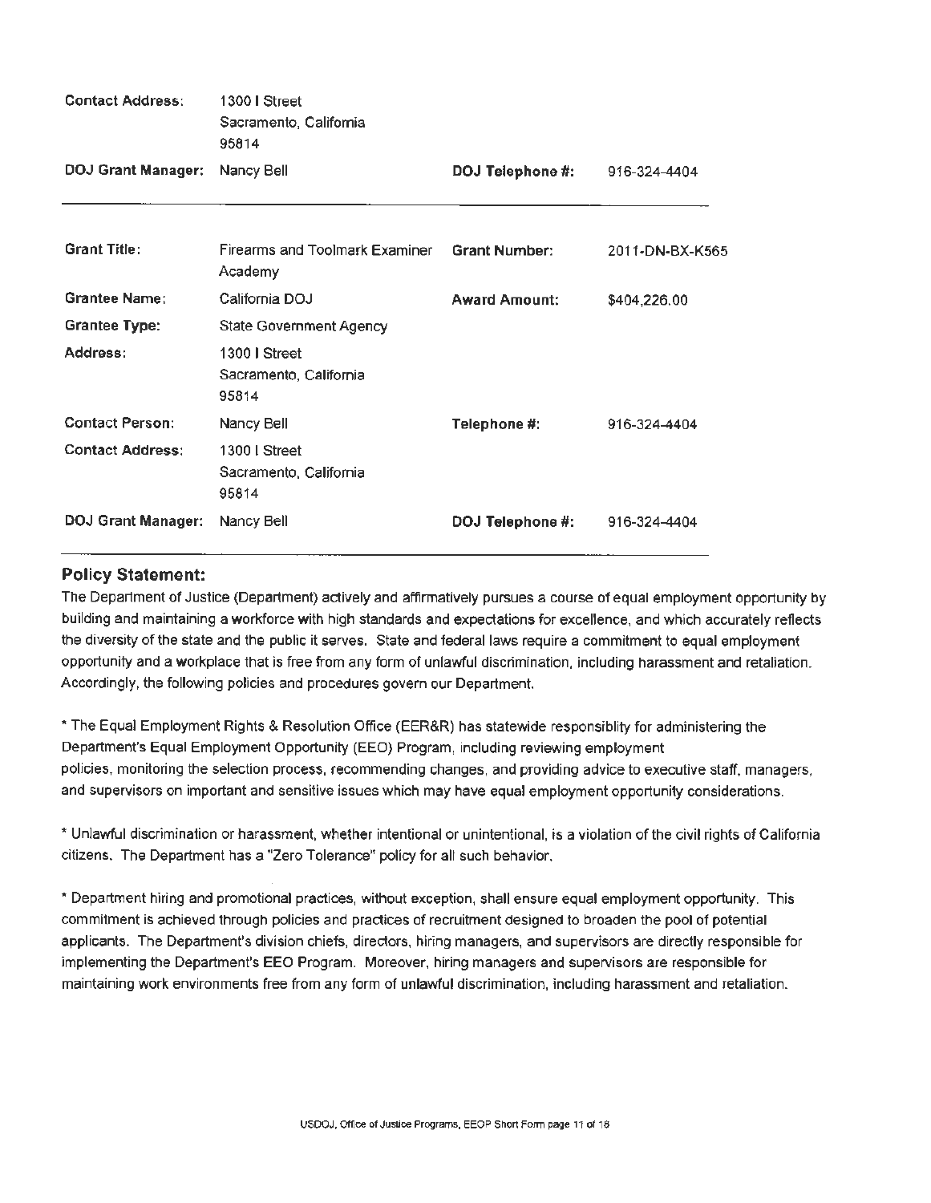| | | | |
|---|---|---|---|
| **Contact Address:** | 1300 I Street<br>Sacramento, California<br>95814 | | |
| **DOJ Grant Manager:** | Nancy Bell | **DOJ Telephone #:** | 916-324-4404 |

| | | | |
|---|---|---|---|
| **Grant Title:** | Firearms and Toolmark Examiner Academy | **Grant Number:** | 2011-DN-BX-K565 |
| **Grantee Name:** | California DOJ | **Award Amount:** | $404,226.00 |
| **Grantee Type:** | State Government Agency | | |
| **Address:** | 1300 I Street<br>Sacramento, California<br>95814 | | |
| **Contact Person:** | Nancy Bell | **Telephone #:** | 916-324-4404 |
| **Contact Address:** | 1300 I Street<br>Sacramento, California<br>95814 | | |
| **DOJ Grant Manager:** | Nancy Bell | **DOJ Telephone #:** | 916-324-4404 |

## Policy Statement:

The Department of Justice (Department) actively and affirmatively pursues a course of equal employment opportunity by building and maintaining a workforce with high standards and expectations for excellence, and which accurately reflects the diversity of the state and the public it serves. State and federal laws require a commitment to equal employment opportunity and a workplace that is free from any form of unlawful discrimination, including harassment and retaliation. Accordingly, the following policies and procedures govern our Department.

* The Equal Employment Rights & Resolution Office (EER&R) has statewide responsiblity for administering the Department's Equal Employment Opportunity (EEO) Program, including reviewing employment policies, monitoring the selection process, recommending changes, and providing advice to executive staff, managers, and supervisors on important and sensitive issues which may have equal employment opportunity considerations.

* Unlawful discrimination or harassment, whether intentional or unintentional, is a violation of the civil rights of California citizens. The Department has a "Zero Tolerance" policy for all such behavior.

* Department hiring and promotional practices, without exception, shall ensure equal employment opportunity. This commitment is achieved through policies and practices of recruitment designed to broaden the pool of potential applicants. The Department's division chiefs, directors, hiring managers, and supervisors are directly responsible for implementing the Department's EEO Program. Moreover, hiring managers and supervisors are responsible for maintaining work environments free from any form of unlawful discrimination, including harassment and retaliation.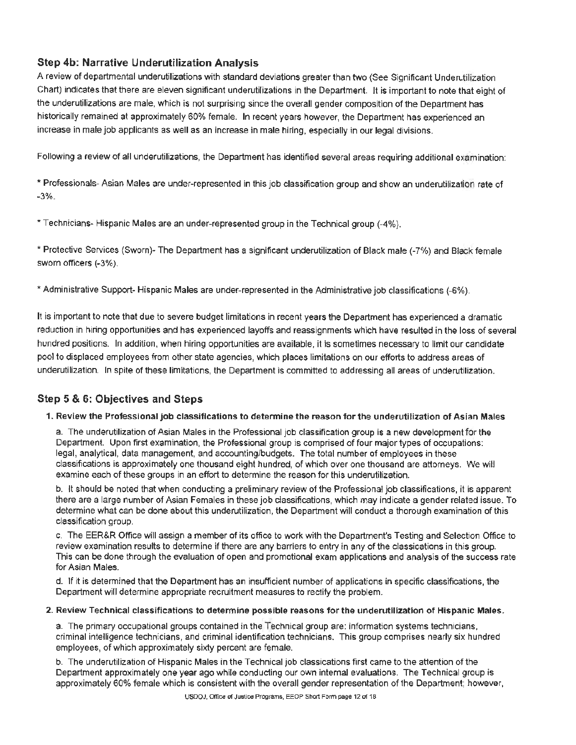## Step 4b: Narrative Underutilization Analysis

A review of departmental underutilizations with standard deviations greater than two (See Significant Underutilization Chart) indicates that there are eleven significant underutilizations in the Department. It is important to note that eight of the underutilizations are male, which is not surprising since the overall gender composition of the Department has historically remained at approximately 60% female. In recent years however, the Department has experienced an increase in male job applicants as well as an increase in male hiring, especially in our legal divisions.

Following a review of all underutilizations, the Department has identified several areas requiring additional examination:

* Professionals- Asian Males are under-represented in this job classification group and show an underutilization rate of -3%.

* Technicians- Hispanic Males are an under-represented group in the Technical group (-4%).

* Protective Services (Sworn)- The Department has a significant underutilization of Black male (-7%) and Black female sworn officers (-3%).

* Administrative Support- Hispanic Males are under-represented in the Administrative job classifications (-6%).

It is important to note that due to severe budget limitations in recent years the Department has experienced a dramatic reduction in hiring opportunities and has experienced layoffs and reassignments which have resulted in the loss of several hundred positions. In addition, when hiring opportunities are available, it is sometimes necessary to limit our candidate pool to displaced employees from other state agencies, which places limitations on our efforts to address areas of underutilization. In spite of these limitations, the Department is committed to addressing all areas of underutilization.

## Step 5 & 6: Objectives and Steps

**1. Review the Professional job classifications to determine the reason for the underutilization of Asian Males**

a. The underutilization of Asian Males in the Professional job classification group is a new development for the Department. Upon first examination, the Professional group is comprised of four major types of occupations: legal, analytical, data management, and accounting/budgets. The total number of employees in these classifications is approximately one thousand eight hundred, of which over one thousand are attorneys. We will examine each of these groups in an effort to determine the reason for this underutilization.

b. It should be noted that when conducting a preliminary review of the Professional job classifications, it is apparent there are a large number of Asian Females in these job classifications, which may indicate a gender related issue. To determine what can be done about this underutilization, the Department will conduct a thorough examination of this classification group.

c. The EER&R Office will assign a member of its office to work with the Department's Testing and Selection Office to review examination results to determine if there are any barriers to entry in any of the classications in this group. This can be done through the evaluation of open and promotional exam applications and analysis of the success rate for Asian Males.

d. If it is determined that the Department has an insufficient number of applications in specific classifications, the Department will determine appropriate recruitment measures to rectify the problem.

**2. Review Technical classifications to determine possible reasons for the underutilization of Hispanic Males.**

a. The primary occupational groups contained in the Technical group are: information systems technicians, criminal intelligence technicians, and criminal identification technicians. This group comprises nearly six hundred employees, of which approximately sixty percent are female.

b. The underutilization of Hispanic Males in the Technical job classications first came to the attention of the Department approximately one year ago while conducting our own internal evaluations. The Technical group is approximately 60% female which is consistent with the overall gender representation of the Department; however,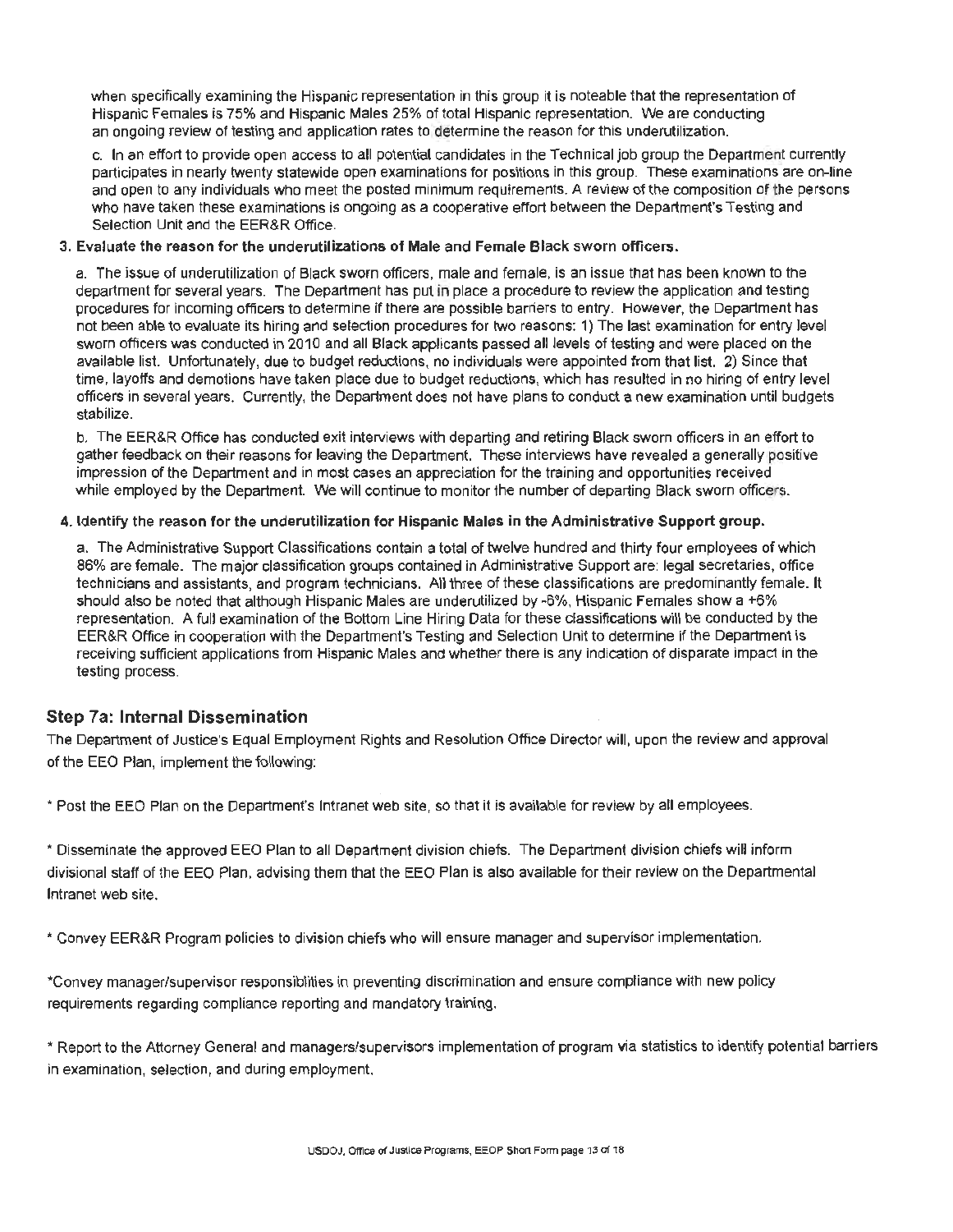when specifically examining the Hispanic representation in this group it is noteable that the representation of Hispanic Females is 75% and Hispanic Males 25% of total Hispanic representation. We are conducting an ongoing review of testing and application rates to determine the reason for this underutilization.

c. In an effort to provide open access to all potential candidates in the Technical job group the Department currently participates in nearly twenty statewide open examinations for positions in this group. These examinations are on-line and open to any individuals who meet the posted minimum requirements. A review of the composition of the persons who have taken these examinations is ongoing as a cooperative effort between the Department's Testing and Selection Unit and the EER&R Office.

**3. Evaluate the reason for the underutilizations of Male and Female Black sworn officers.**

a. The issue of underutilization of Black sworn officers, male and female, is an issue that has been known to the department for several years. The Department has put in place a procedure to review the application and testing procedures for incoming officers to determine if there are possible barriers to entry. However, the Department has not been able to evaluate its hiring and selection procedures for two reasons: 1) The last examination for entry level sworn officers was conducted in 2010 and all Black applicants passed all levels of testing and were placed on the available list. Unfortunately, due to budget reductions, no individuals were appointed from that list. 2) Since that time, layoffs and demotions have taken place due to budget reductions, which has resulted in no hiring of entry level officers in several years. Currently, the Department does not have plans to conduct a new examination until budgets stabilize.

b. The EER&R Office has conducted exit interviews with departing and retiring Black sworn officers in an effort to gather feedback on their reasons for leaving the Department. These interviews have revealed a generally positive impression of the Department and in most cases an appreciation for the training and opportunities received while employed by the Department. We will continue to monitor the number of departing Black sworn officers.

**4. Identify the reason for the underutilization for Hispanic Males in the Administrative Support group.**

a. The Administrative Support Classifications contain a total of twelve hundred and thirty four employees of which 86% are female. The major classification groups contained in Administrative Support are: legal secretaries, office technicians and assistants, and program technicians. All three of these classifications are predominantly female. It should also be noted that although Hispanic Males are underutilized by -6%, Hispanic Females show a +6% representation. A full examination of the Bottom Line Hiring Data for these classifications will be conducted by the EER&R Office in cooperation with the Department's Testing and Selection Unit to determine if the Department is receiving sufficient applications from Hispanic Males and whether there is any indication of disparate impact in the testing process.

## Step 7a: Internal Dissemination

The Department of Justice's Equal Employment Rights and Resolution Office Director will, upon the review and approval of the EEO Plan, implement the following:

* Post the EEO Plan on the Department's Intranet web site, so that it is available for review by all employees.

* Disseminate the approved EEO Plan to all Department division chiefs. The Department division chiefs will inform divisional staff of the EEO Plan, advising them that the EEO Plan is also available for their review on the Departmental Intranet web site.

* Convey EER&R Program policies to division chiefs who will ensure manager and supervisor implementation.

*Convey manager/supervisor responsiblities in preventing discrimination and ensure compliance with new policy requirements regarding compliance reporting and mandatory training.

* Report to the Attorney General and managers/supervisors implementation of program via statistics to identify potential barriers in examination, selection, and during employment.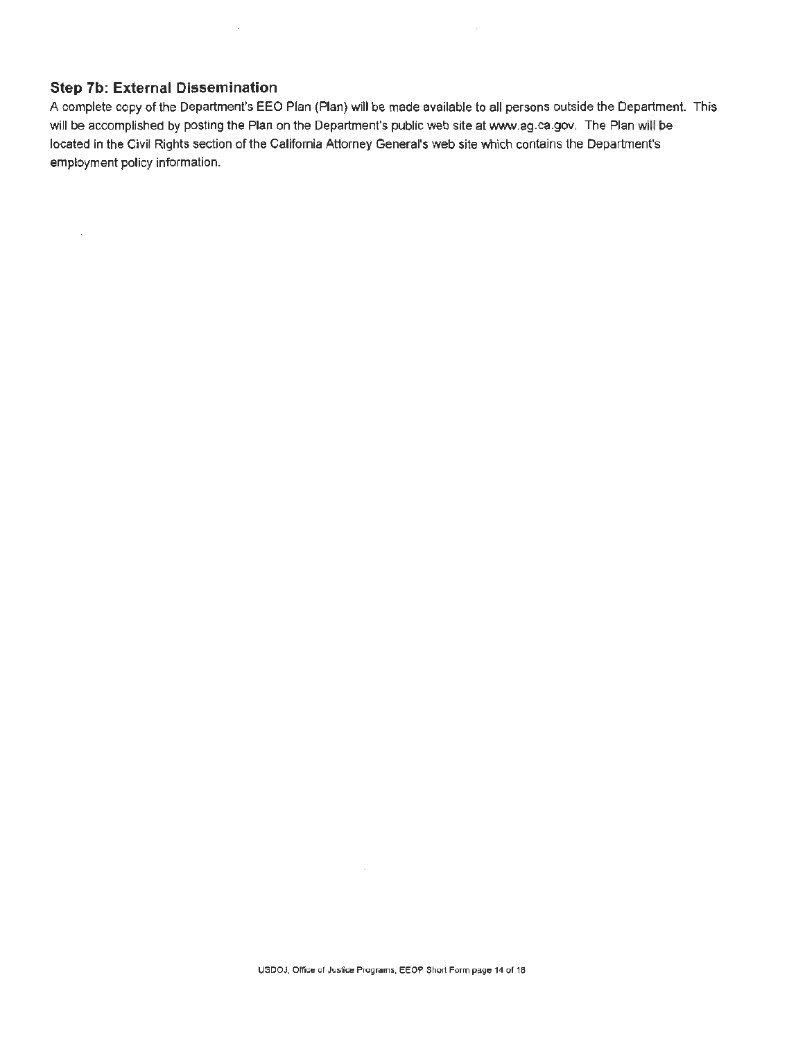### Step 7b: External Dissemination

A complete copy of the Department's EEO Plan (Plan) will be made available to all persons outside the Department. This will be accomplished by posting the Plan on the Department's public web site at www.ag.ca.gov. The Plan will be located in the Civil Rights section of the California Attorney General's web site which contains the Department's employment policy information.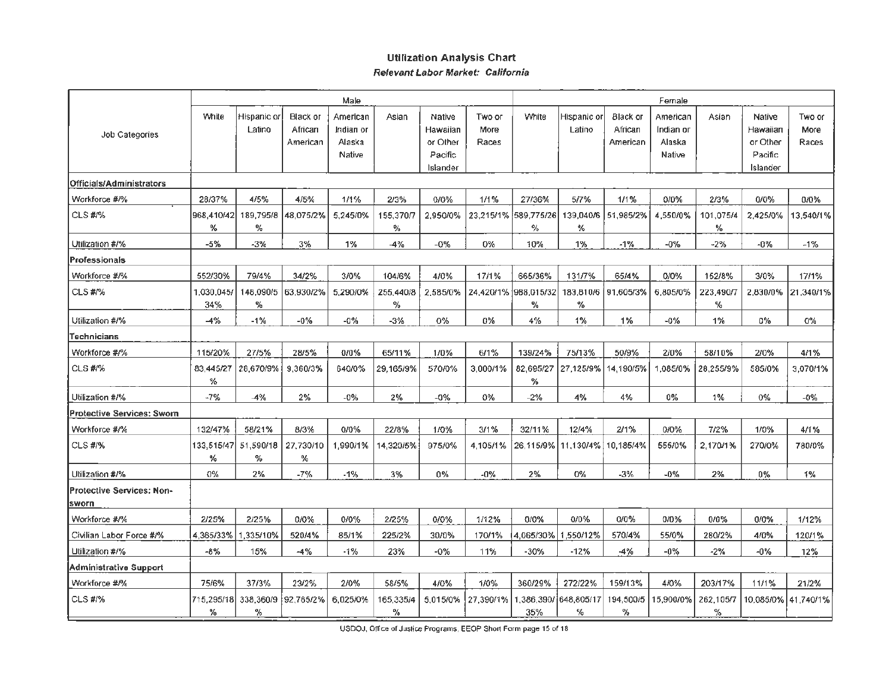## Utilization Analysis Chart

***Relevant Labor Market: California***

| Job Categories | Male | | | | | | | Female | | | | | | |
|---|---|---|---|---|---|---|---|---|---|---|---|---|---|---|
| | White | Hispanic or Latino | Black or African American | American Indian or Alaska Native | Asian | Native Hawaiian or Other Pacific Islander | Two or More Races | White | Hispanic or Latino | Black or African American | American Indian or Alaska Native | Asian | Native Hawaiian or Other Pacific Islander | Two or More Races |
| **Officials/Administrators** | | | | | | | | | | | | | | |
| Workforce #/% | 28/37% | 4/5% | 4/5% | 1/1% | 2/3% | 0/0% | 1/1% | 27/36% | 5/7% | 1/1% | 0/0% | 2/3% | 0/0% | 0/0% |
| CLS #/% | 968,410/42% | 189,795/8% | 48,075/2% | 5,245/0% | 155,370/7% | 2,950/0% | 23,215/1% | 589,775/26% | 139,040/6% | 51,985/2% | 4,550/0% | 101,075/4% | 2,425/0% | 13,540/1% |
| Utilization #/% | -5% | -3% | 3% | 1% | -4% | -0% | 0% | 10% | 1% | -1% | -0% | -2% | -0% | -1% |
| **Professionals** | | | | | | | | | | | | | | |
| Workforce #/% | 552/30% | 79/4% | 34/2% | 3/0% | 104/6% | 4/0% | 17/1% | 665/36% | 131/7% | 65/4% | 0/0% | 152/8% | 3/0% | 17/1% |
| CLS #/% | 1,030,045/34% | 148,090/5% | 63,930/2% | 5,290/0% | 255,440/8% | 2,585/0% | 24,420/1% | 988,015/32% | 183,810/6% | 91,605/3% | 6,805/0% | 223,490/7% | 2,830/0% | 21,340/1% |
| Utilization #/% | -4% | -1% | -0% | -0% | -3% | 0% | 0% | 4% | 1% | 1% | -0% | 1% | 0% | 0% |
| **Technicians** | | | | | | | | | | | | | | |
| Workforce #/% | 115/20% | 27/5% | 28/5% | 0/0% | 65/11% | 1/0% | 6/1% | 139/24% | 75/13% | 50/9% | 2/0% | 58/10% | 2/0% | 4/1% |
| CLS #/% | 83,445/27% | 28,670/9% | 9,360/3% | 640/0% | 29,165/9% | 570/0% | 3,000/1% | 82,695/27% | 27,125/9% | 14,190/5% | 1,085/0% | 28,255/9% | 585/0% | 3,070/1% |
| Utilization #/% | -7% | -4% | 2% | -0% | 2% | -0% | 0% | -2% | 4% | 4% | 0% | 1% | 0% | -0% |
| **Protective Services: Sworn** | | | | | | | | | | | | | | |
| Workforce #/% | 132/47% | 58/21% | 8/3% | 0/0% | 22/8% | 1/0% | 3/1% | 32/11% | 12/4% | 2/1% | 0/0% | 7/2% | 1/0% | 4/1% |
| CLS #/% | 133,515/47% | 51,590/18% | 27,730/10% | 1,990/1% | 14,320/5% | 975/0% | 4,105/1% | 26,115/9% | 11,130/4% | 10,185/4% | 555/0% | 2,170/1% | 270/0% | 780/0% |
| Utilization #/% | 0% | 2% | -7% | -1% | 3% | 0% | -0% | 2% | 0% | -3% | -0% | 2% | 0% | 1% |
| **Protective Services: Non-sworn** | | | | | | | | | | | | | | |
| Workforce #/% | 2/25% | 2/25% | 0/0% | 0/0% | 2/25% | 0/0% | 1/12% | 0/0% | 0/0% | 0/0% | 0/0% | 0/0% | 0/0% | 1/12% |
| Civilian Labor Force #/% | 4,365/33% | 1,335/10% | 520/4% | 85/1% | 225/2% | 30/0% | 170/1% | 4,065/30% | 1,550/12% | 570/4% | 55/0% | 280/2% | 4/0% | 120/1% |
| Utilization #/% | -8% | 15% | -4% | -1% | 23% | -0% | 11% | -30% | -12% | -4% | -0% | -2% | -0% | 12% |
| **Administrative Support** | | | | | | | | | | | | | | |
| Workforce #/% | 75/6% | 37/3% | 23/2% | 2/0% | 58/5% | 4/0% | 1/0% | 360/29% | 272/22% | 159/13% | 4/0% | 203/17% | 11/1% | 21/2% |
| CLS #/% | 715,295/18% | 338,360/9% | 92,765/2% | 6,025/0% | 165,335/4% | 5,015/0% | 27,390/1% | 1,386,390/35% | 648,805/17% | 194,500/5% | 15,900/0% | 262,105/7% | 10,085/0% | 41,740/1% |

USDOJ, Office of Justice Programs, EEOP Short Form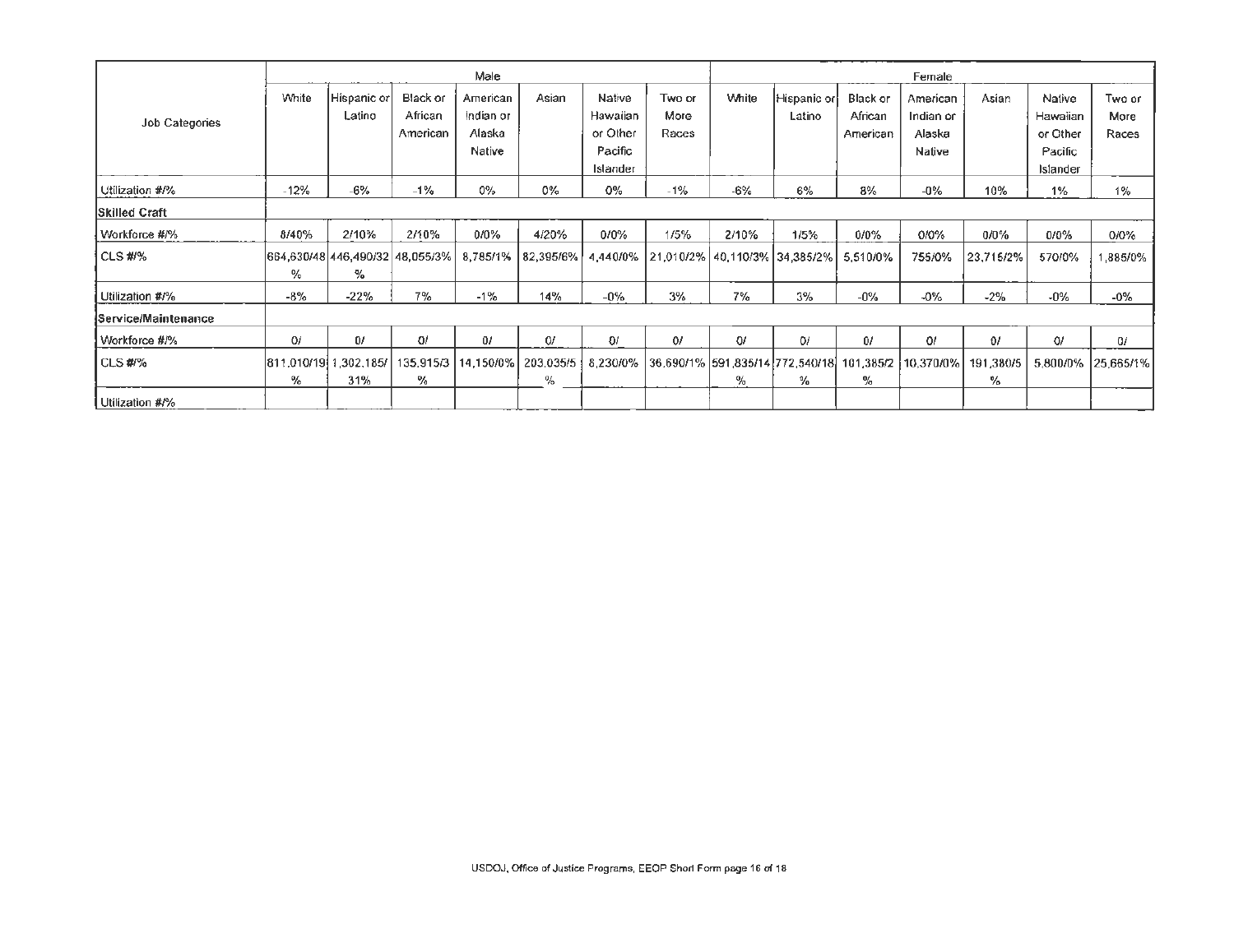| Job Categories | Male | | | | | | | Female | | | | | | |
|---|---|---|---|---|---|---|---|---|---|---|---|---|---|---|
| | White | Hispanic or Latino | Black or African American | American Indian or Alaska Native | Asian | Native Hawaiian or Other Pacific Islander | Two or More Races | White | Hispanic or Latino | Black or African American | American Indian or Alaska Native | Asian | Native Hawaiian or Other Pacific Islander | Two or More Races |
| Utilization #/% | -12% | -6% | -1% | 0% | 0% | 0% | -1% | -6% | 6% | 8% | -0% | 10% | 1% | 1% |
| **Skilled Craft** | | | | | | | | | | | | | | |
| Workforce #/% | 8/40% | 2/10% | 2/10% | 0/0% | 4/20% | 0/0% | 1/5% | 2/10% | 1/5% | 0/0% | 0/0% | 0/0% | 0/0% | 0/0% |
| CLS #/% | 664,630/48% | 446,490/32% | 48,055/3% | 8,785/1% | 82,395/6% | 4,440/0% | 21,010/2% | 40,110/3% | 34,385/2% | 5,510/0% | 755/0% | 23,715/2% | 570/0% | 1,885/0% |
| Utilization #/% | -8% | -22% | 7% | -1% | 14% | -0% | 3% | 7% | 3% | -0% | -0% | -2% | -0% | -0% |
| **Service/Maintenance** | | | | | | | | | | | | | | |
| Workforce #/% | 0/ | 0/ | 0/ | 0/ | 0/ | 0/ | 0/ | 0/ | 0/ | 0/ | 0/ | 0/ | 0/ | 0/ |
| CLS #/% | 811,010/19% | 1,302,185/31% | 135,915/3% | 14,150/0% | 203,035/5% | 8,230/0% | 36,690/1% | 591,835/14% | 772,540/18% | 101,385/2% | 10,370/0% | 191,380/5% | 5,800/0% | 25,665/1% |
| Utilization #/% | | | | | | | | | | | | | | |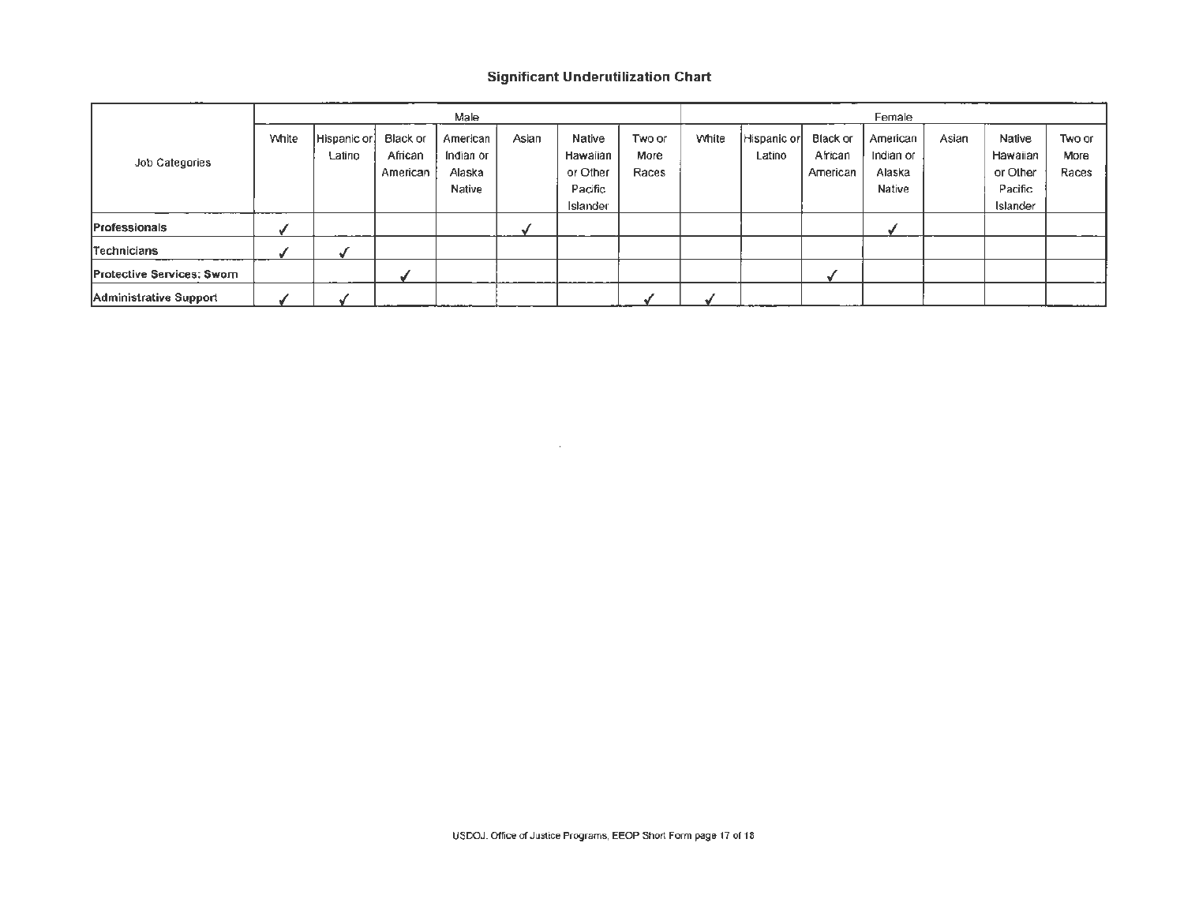## Significant Underutilization Chart

| Job Categories | Male | | | | | | | Female | | | | | | |
|---|---|---|---|---|---|---|---|---|---|---|---|---|---|---|
| | White | Hispanic or Latino | Black or African American | American Indian or Alaska Native | Asian | Native Hawaiian or Other Pacific Islander | Two or More Races | White | Hispanic or Latino | Black or African American | American Indian or Alaska Native | Asian | Native Hawaiian or Other Pacific Islander | Two or More Races |
| **Professionals** | ✓ | | | | ✓ | | | | | | ✓ | | | |
| **Technicians** | ✓ | ✓ | | | | | | | | | | | | |
| **Protective Services: Sworn** | | | ✓ | | | | | | | ✓ | | | | |
| **Administrative Support** | ✓ | ✓ | | | | | ✓ | ✓ | | | | | | |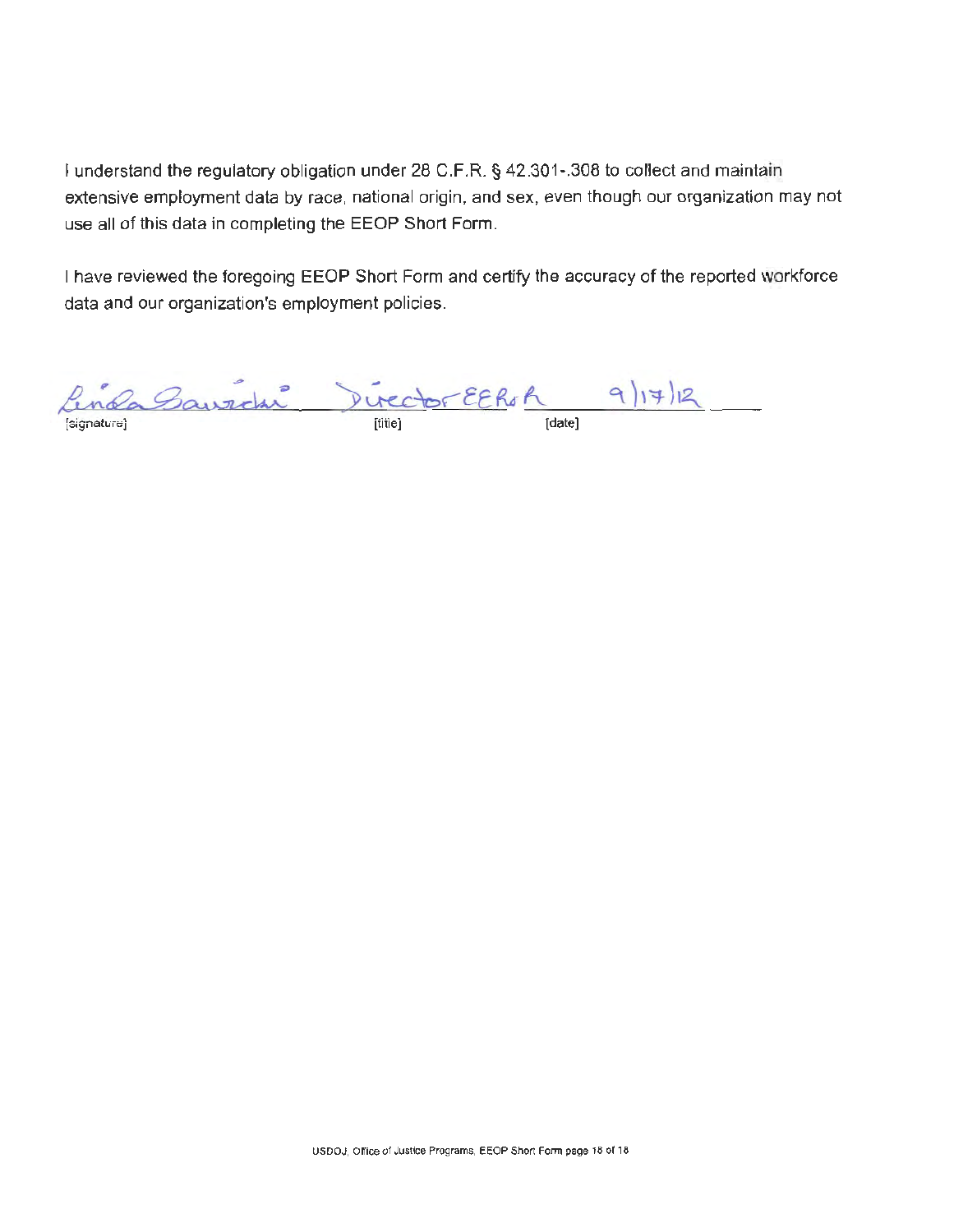I understand the regulatory obligation under 28 C.F.R. § 42.301-.308 to collect and maintain extensive employment data by race, national origin, and sex, even though our organization may not use all of this data in completing the EEOP Short Form.

I have reviewed the foregoing EEOP Short Form and certify the accuracy of the reported workforce data and our organization's employment policies.

Linda Sawicki    Director EERoA    9/17/12

[signature]    [title]    [date]